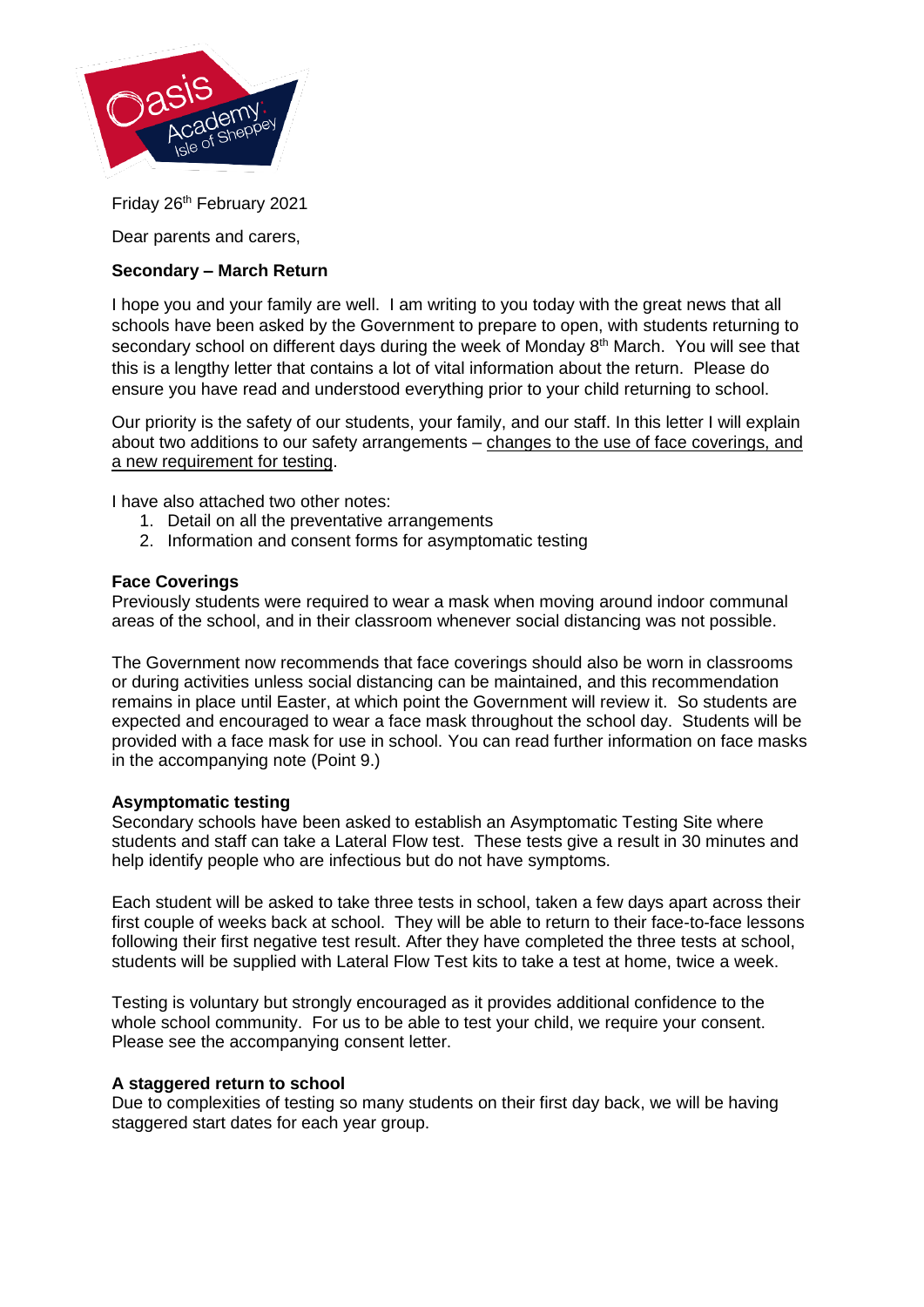Friday 26th February 2021

Dear parents and carers,

**Secondary – March Return**

I hope you and your family are well. I am writing to you today with the great news that all schools have been asked by the Government to prepare to open, with students returning to secondary school on different days during the week of Monday 8th March. You will see that this is a lengthy letter that contains a lot of vital information about the return. Please do ensure you have read and understood everything prior to your child returning to school.

Our priority is the safety of our students, your family, and our staff. In this letter I will explain about two additions to our safety arrangements – changes to the use of face coverings, and a new requirement for testing.

I have also attached two other notes:

1. Detail on all the preventative arrangements
2. Information and consent forms for asymptomatic testing

**Face Coverings**

Previously students were required to wear a mask when moving around indoor communal areas of the school, and in their classroom whenever social distancing was not possible.

The Government now recommends that face coverings should also be worn in classrooms or during activities unless social distancing can be maintained, and this recommendation remains in place until Easter, at which point the Government will review it. So students are expected and encouraged to wear a face mask throughout the school day. Students will be provided with a face mask for use in school. You can read further information on face masks in the accompanying note (Point 9.)

**Asymptomatic testing**

Secondary schools have been asked to establish an Asymptomatic Testing Site where students and staff can take a Lateral Flow test. These tests give a result in 30 minutes and help identify people who are infectious but do not have symptoms.

Each student will be asked to take three tests in school, taken a few days apart across their first couple of weeks back at school. They will be able to return to their face-to-face lessons following their first negative test result. After they have completed the three tests at school, students will be supplied with Lateral Flow Test kits to take a test at home, twice a week.

Testing is voluntary but strongly encouraged as it provides additional confidence to the whole school community. For us to be able to test your child, we require your consent. Please see the accompanying consent letter.

**A staggered return to school**

Due to complexities of testing so many students on their first day back, we will be having staggered start dates for each year group.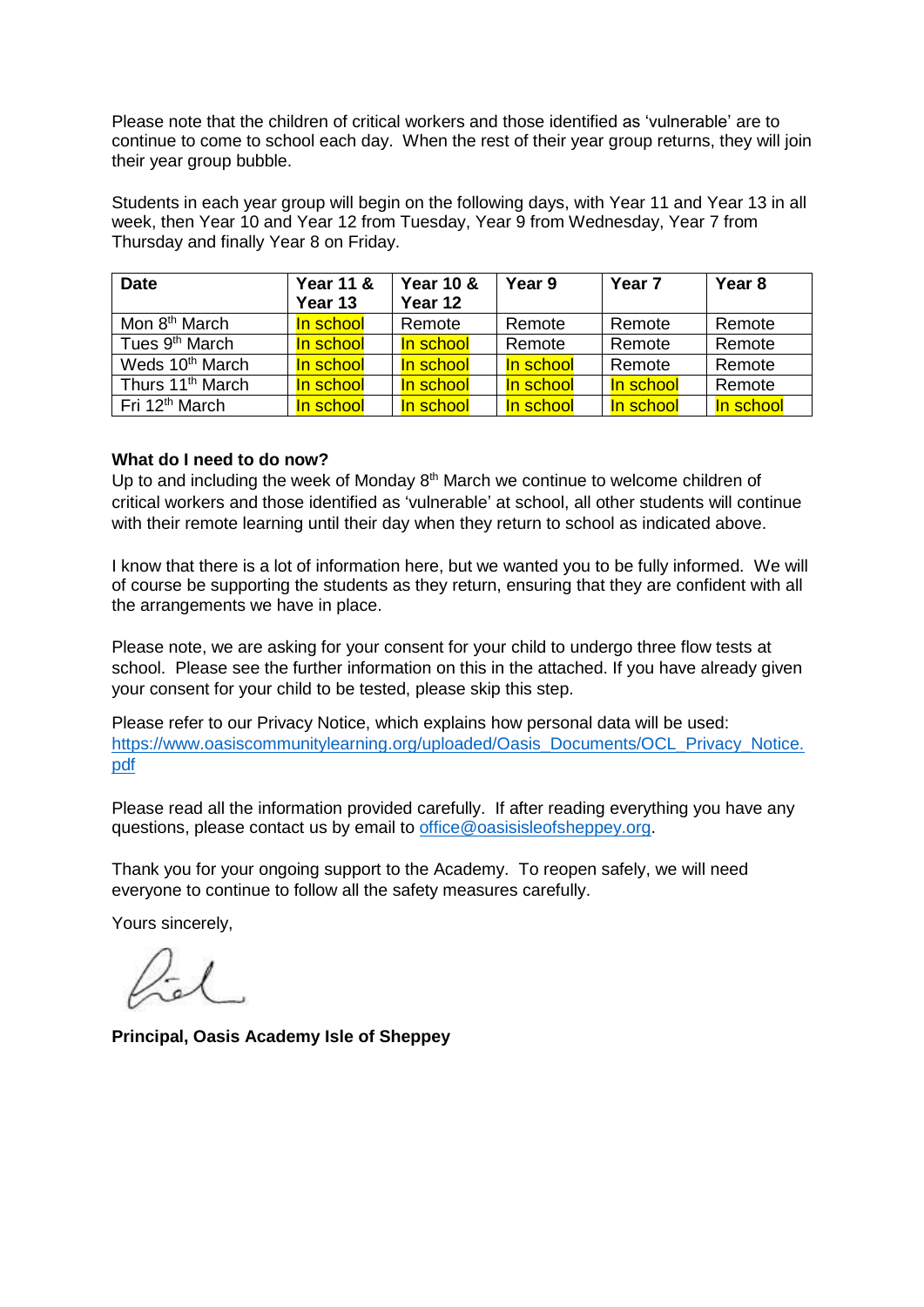Please note that the children of critical workers and those identified as 'vulnerable' are to continue to come to school each day. When the rest of their year group returns, they will join their year group bubble.

Students in each year group will begin on the following days, with Year 11 and Year 13 in all week, then Year 10 and Year 12 from Tuesday, Year 9 from Wednesday, Year 7 from Thursday and finally Year 8 on Friday.

| Date | Year 11 & Year 13 | Year 10 & Year 12 | Year 9 | Year 7 | Year 8 |
|---|---|---|---|---|---|
| Mon 8th March | In school | Remote | Remote | Remote | Remote |
| Tues 9th March | In school | In school | Remote | Remote | Remote |
| Weds 10th March | In school | In school | In school | Remote | Remote |
| Thurs 11th March | In school | In school | In school | In school | Remote |
| Fri 12th March | In school | In school | In school | In school | In school |

**What do I need to do now?**

Up to and including the week of Monday 8th March we continue to welcome children of critical workers and those identified as 'vulnerable' at school, all other students will continue with their remote learning until their day when they return to school as indicated above.

I know that there is a lot of information here, but we wanted you to be fully informed. We will of course be supporting the students as they return, ensuring that they are confident with all the arrangements we have in place.

Please note, we are asking for your consent for your child to undergo three flow tests at school. Please see the further information on this in the attached. If you have already given your consent for your child to be tested, please skip this step.

Please refer to our Privacy Notice, which explains how personal data will be used: https://www.oasiscommunitylearning.org/uploaded/Oasis_Documents/OCL_Privacy_Notice.pdf

Please read all the information provided carefully. If after reading everything you have any questions, please contact us by email to office@oasisisleofsheppey.org.

Thank you for your ongoing support to the Academy. To reopen safely, we will need everyone to continue to follow all the safety measures carefully.

Yours sincerely,

**Principal, Oasis Academy Isle of Sheppey**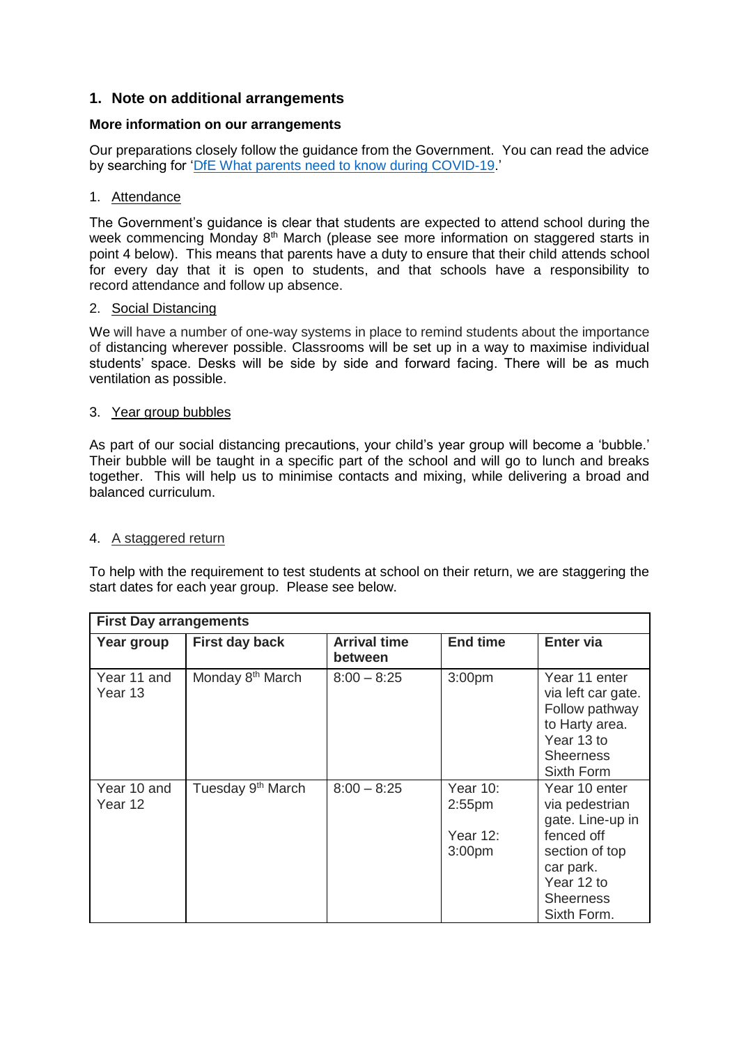## 1. Note on additional arrangements

**More information on our arrangements**

Our preparations closely follow the guidance from the Government. You can read the advice by searching for 'DfE What parents need to know during COVID-19.'

1. Attendance

The Government's guidance is clear that students are expected to attend school during the week commencing Monday 8th March (please see more information on staggered starts in point 4 below). This means that parents have a duty to ensure that their child attends school for every day that it is open to students, and that schools have a responsibility to record attendance and follow up absence.

2. Social Distancing

We will have a number of one-way systems in place to remind students about the importance of distancing wherever possible. Classrooms will be set up in a way to maximise individual students' space. Desks will be side by side and forward facing. There will be as much ventilation as possible.

3. Year group bubbles

As part of our social distancing precautions, your child's year group will become a 'bubble.' Their bubble will be taught in a specific part of the school and will go to lunch and breaks together. This will help us to minimise contacts and mixing, while delivering a broad and balanced curriculum.

4. A staggered return

To help with the requirement to test students at school on their return, we are staggering the start dates for each year group. Please see below.

| **First Day arrangements** | | | | |
|---|---|---|---|---|
| **Year group** | **First day back** | **Arrival time between** | **End time** | **Enter via** |
| Year 11 and Year 13 | Monday 8th March | 8:00 – 8:25 | 3:00pm | Year 11 enter via left car gate. Follow pathway to Harty area. Year 13 to Sheerness Sixth Form |
| Year 10 and Year 12 | Tuesday 9th March | 8:00 – 8:25 | Year 10: 2:55pm<br>Year 12: 3:00pm | Year 10 enter via pedestrian gate. Line-up in fenced off section of top car park. Year 12 to Sheerness Sixth Form. |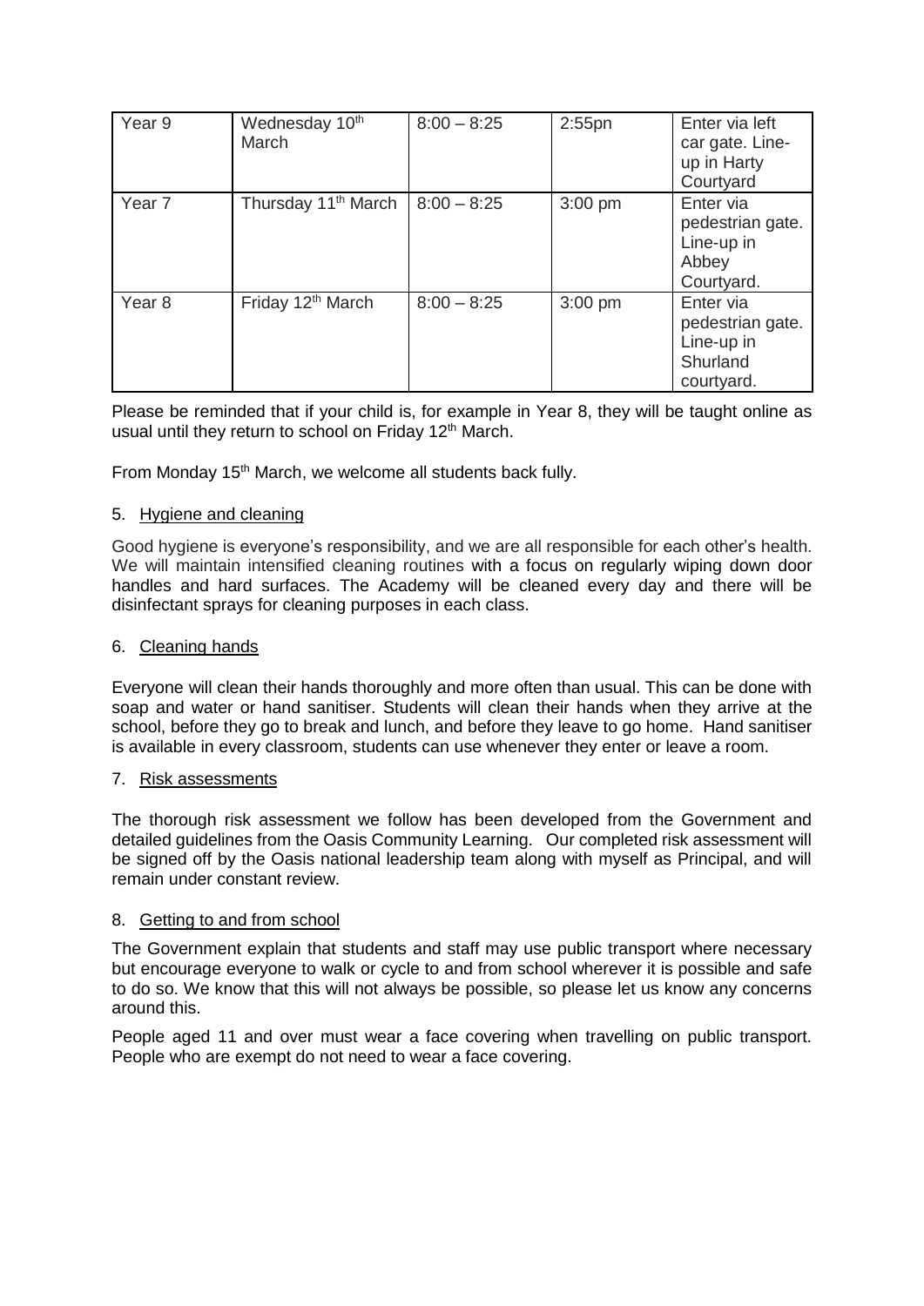| Year 9 | Wednesday 10th March | 8:00 – 8:25 | 2:55pn | Enter via left car gate. Line-up in Harty Courtyard |
|---|---|---|---|---|
| Year 7 | Thursday 11th March | 8:00 – 8:25 | 3:00 pm | Enter via pedestrian gate. Line-up in Abbey Courtyard. |
| Year 8 | Friday 12th March | 8:00 – 8:25 | 3:00 pm | Enter via pedestrian gate. Line-up in Shurland courtyard. |

Please be reminded that if your child is, for example in Year 8, they will be taught online as usual until they return to school on Friday 12th March.

From Monday 15th March, we welcome all students back fully.

5. Hygiene and cleaning

Good hygiene is everyone's responsibility, and we are all responsible for each other's health. We will maintain intensified cleaning routines with a focus on regularly wiping down door handles and hard surfaces. The Academy will be cleaned every day and there will be disinfectant sprays for cleaning purposes in each class.

6. Cleaning hands

Everyone will clean their hands thoroughly and more often than usual. This can be done with soap and water or hand sanitiser. Students will clean their hands when they arrive at the school, before they go to break and lunch, and before they leave to go home. Hand sanitiser is available in every classroom, students can use whenever they enter or leave a room.

7. Risk assessments

The thorough risk assessment we follow has been developed from the Government and detailed guidelines from the Oasis Community Learning. Our completed risk assessment will be signed off by the Oasis national leadership team along with myself as Principal, and will remain under constant review.

8. Getting to and from school

The Government explain that students and staff may use public transport where necessary but encourage everyone to walk or cycle to and from school wherever it is possible and safe to do so. We know that this will not always be possible, so please let us know any concerns around this.

People aged 11 and over must wear a face covering when travelling on public transport. People who are exempt do not need to wear a face covering.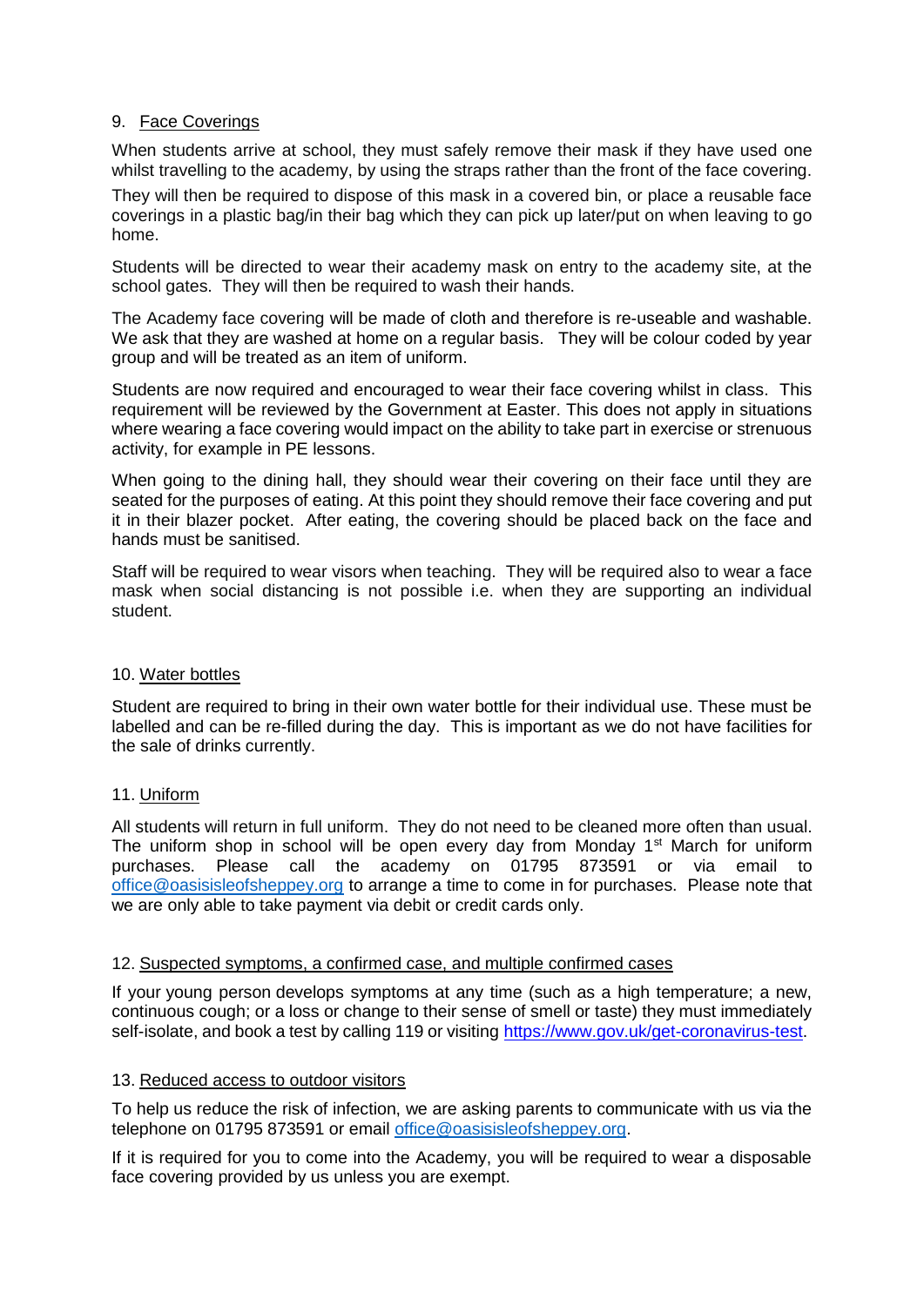## 9. Face Coverings

When students arrive at school, they must safely remove their mask if they have used one whilst travelling to the academy, by using the straps rather than the front of the face covering.

They will then be required to dispose of this mask in a covered bin, or place a reusable face coverings in a plastic bag/in their bag which they can pick up later/put on when leaving to go home.

Students will be directed to wear their academy mask on entry to the academy site, at the school gates. They will then be required to wash their hands.

The Academy face covering will be made of cloth and therefore is re-useable and washable. We ask that they are washed at home on a regular basis. They will be colour coded by year group and will be treated as an item of uniform.

Students are now required and encouraged to wear their face covering whilst in class. This requirement will be reviewed by the Government at Easter. This does not apply in situations where wearing a face covering would impact on the ability to take part in exercise or strenuous activity, for example in PE lessons.

When going to the dining hall, they should wear their covering on their face until they are seated for the purposes of eating. At this point they should remove their face covering and put it in their blazer pocket. After eating, the covering should be placed back on the face and hands must be sanitised.

Staff will be required to wear visors when teaching. They will be required also to wear a face mask when social distancing is not possible i.e. when they are supporting an individual student.

## 10. Water bottles

Student are required to bring in their own water bottle for their individual use. These must be labelled and can be re-filled during the day. This is important as we do not have facilities for the sale of drinks currently.

## 11. Uniform

All students will return in full uniform. They do not need to be cleaned more often than usual. The uniform shop in school will be open every day from Monday 1st March for uniform purchases. Please call the academy on 01795 873591 or via email to office@oasisisleofsheppey.org to arrange a time to come in for purchases. Please note that we are only able to take payment via debit or credit cards only.

## 12. Suspected symptoms, a confirmed case, and multiple confirmed cases

If your young person develops symptoms at any time (such as a high temperature; a new, continuous cough; or a loss or change to their sense of smell or taste) they must immediately self-isolate, and book a test by calling 119 or visiting https://www.gov.uk/get-coronavirus-test.

## 13. Reduced access to outdoor visitors

To help us reduce the risk of infection, we are asking parents to communicate with us via the telephone on 01795 873591 or email office@oasisisleofsheppey.org.

If it is required for you to come into the Academy, you will be required to wear a disposable face covering provided by us unless you are exempt.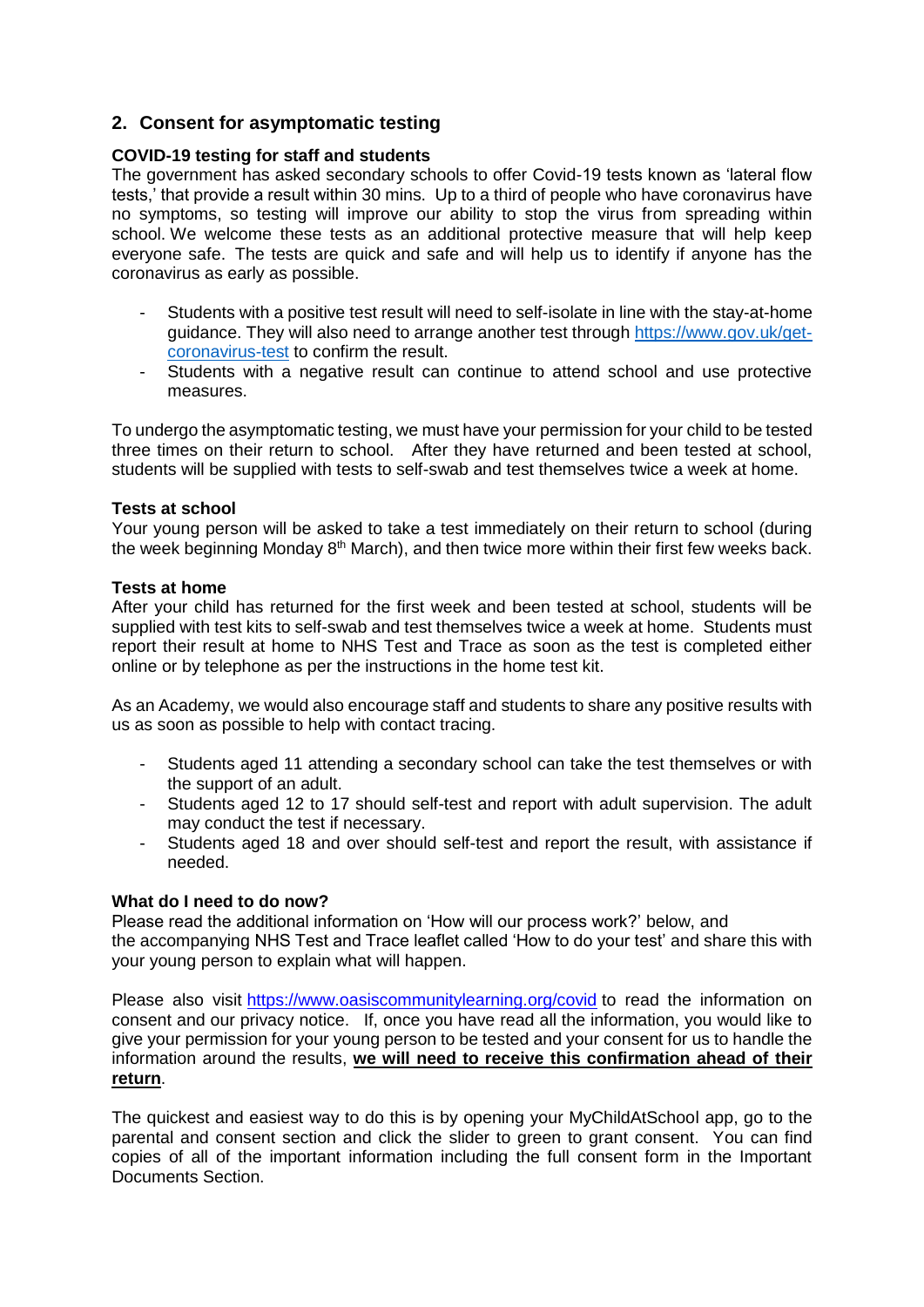## 2. Consent for asymptomatic testing

### COVID-19 testing for staff and students

The government has asked secondary schools to offer Covid-19 tests known as 'lateral flow tests,' that provide a result within 30 mins. Up to a third of people who have coronavirus have no symptoms, so testing will improve our ability to stop the virus from spreading within school. We welcome these tests as an additional protective measure that will help keep everyone safe. The tests are quick and safe and will help us to identify if anyone has the coronavirus as early as possible.

- Students with a positive test result will need to self-isolate in line with the stay-at-home guidance. They will also need to arrange another test through https://www.gov.uk/get-coronavirus-test to confirm the result.
- Students with a negative result can continue to attend school and use protective measures.

To undergo the asymptomatic testing, we must have your permission for your child to be tested three times on their return to school. After they have returned and been tested at school, students will be supplied with tests to self-swab and test themselves twice a week at home.

### Tests at school

Your young person will be asked to take a test immediately on their return to school (during the week beginning Monday 8th March), and then twice more within their first few weeks back.

### Tests at home

After your child has returned for the first week and been tested at school, students will be supplied with test kits to self-swab and test themselves twice a week at home. Students must report their result at home to NHS Test and Trace as soon as the test is completed either online or by telephone as per the instructions in the home test kit.

As an Academy, we would also encourage staff and students to share any positive results with us as soon as possible to help with contact tracing.

- Students aged 11 attending a secondary school can take the test themselves or with the support of an adult.
- Students aged 12 to 17 should self-test and report with adult supervision. The adult may conduct the test if necessary.
- Students aged 18 and over should self-test and report the result, with assistance if needed.

### What do I need to do now?

Please read the additional information on 'How will our process work?' below, and the accompanying NHS Test and Trace leaflet called 'How to do your test' and share this with your young person to explain what will happen.

Please also visit https://www.oasiscommunitylearning.org/covid to read the information on consent and our privacy notice. If, once you have read all the information, you would like to give your permission for your young person to be tested and your consent for us to handle the information around the results, **we will need to receive this confirmation ahead of their return**.

The quickest and easiest way to do this is by opening your MyChildAtSchool app, go to the parental and consent section and click the slider to green to grant consent. You can find copies of all of the important information including the full consent form in the Important Documents Section.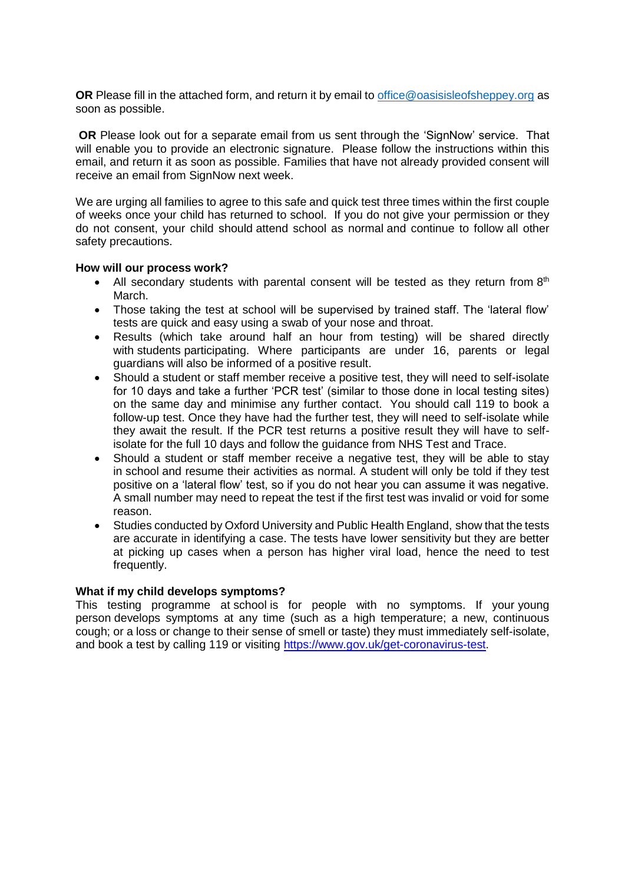**OR** Please fill in the attached form, and return it by email to office@oasisisleofsheppey.org as soon as possible.

**OR** Please look out for a separate email from us sent through the 'SignNow' service. That will enable you to provide an electronic signature. Please follow the instructions within this email, and return it as soon as possible. Families that have not already provided consent will receive an email from SignNow next week.

We are urging all families to agree to this safe and quick test three times within the first couple of weeks once your child has returned to school. If you do not give your permission or they do not consent, your child should attend school as normal and continue to follow all other safety precautions.

**How will our process work?**

- All secondary students with parental consent will be tested as they return from 8th March.
- Those taking the test at school will be supervised by trained staff. The 'lateral flow' tests are quick and easy using a swab of your nose and throat.
- Results (which take around half an hour from testing) will be shared directly with students participating. Where participants are under 16, parents or legal guardians will also be informed of a positive result.
- Should a student or staff member receive a positive test, they will need to self-isolate for 10 days and take a further 'PCR test' (similar to those done in local testing sites) on the same day and minimise any further contact. You should call 119 to book a follow-up test. Once they have had the further test, they will need to self-isolate while they await the result. If the PCR test returns a positive result they will have to self-isolate for the full 10 days and follow the guidance from NHS Test and Trace.
- Should a student or staff member receive a negative test, they will be able to stay in school and resume their activities as normal. A student will only be told if they test positive on a 'lateral flow' test, so if you do not hear you can assume it was negative. A small number may need to repeat the test if the first test was invalid or void for some reason.
- Studies conducted by Oxford University and Public Health England, show that the tests are accurate in identifying a case. The tests have lower sensitivity but they are better at picking up cases when a person has higher viral load, hence the need to test frequently.

**What if my child develops symptoms?**

This testing programme at school is for people with no symptoms. If your young person develops symptoms at any time (such as a high temperature; a new, continuous cough; or a loss or change to their sense of smell or taste) they must immediately self-isolate, and book a test by calling 119 or visiting https://www.gov.uk/get-coronavirus-test.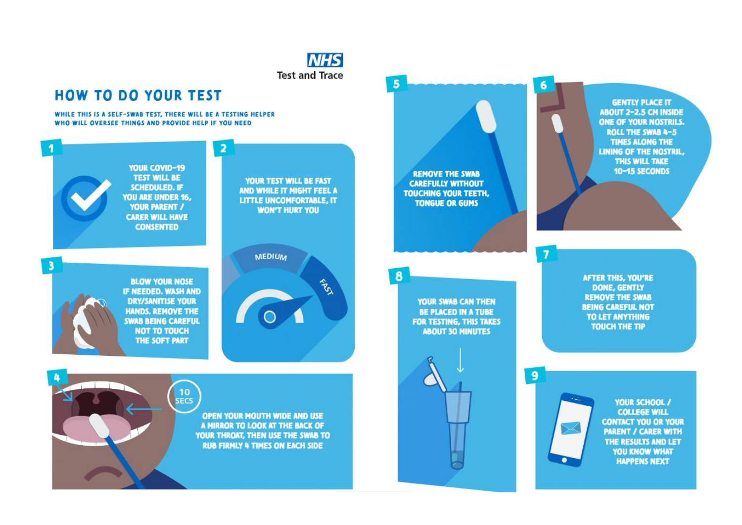**NHS**
Test and Trace

# HOW TO DO YOUR TEST

**WHILE THIS IS A SELF-SWAB TEST, THERE WILL BE A TESTING HELPER WHO WILL OVERSEE THINGS AND PROVIDE HELP IF YOU NEED**

**1** YOUR COVID-19 TEST WILL BE SCHEDULED. IF YOU ARE UNDER 16, YOUR PARENT / CARER WILL HAVE CONSENTED

**2** YOUR TEST WILL BE FAST AND WHILE IT MIGHT FEEL A LITTLE UNCOMFORTABLE, IT WON'T HURT YOU

MEDIUM

FAST

**3** BLOW YOUR NOSE IF NEEDED. WASH AND DRY/SANITISE YOUR HANDS. REMOVE THE SWAB BEING CAREFUL NOT TO TOUCH THE SOFT PART

**4** OPEN YOUR MOUTH WIDE AND USE A MIRROR TO LOOK AT THE BACK OF YOUR THROAT, THEN USE THE SWAB TO RUB FIRMLY 4 TIMES ON EACH SIDE

10 SECS

**5** REMOVE THE SWAB CAREFULLY WITHOUT TOUCHING YOUR TEETH, TONGUE OR GUMS

**6** GENTLY PLACE IT ABOUT 2-2.5 CM INSIDE ONE OF YOUR NOSTRILS. ROLL THE SWAB 4-5 TIMES ALONG THE LINING OF THE NOSTRIL, THIS WILL TAKE 10-15 SECONDS

**7** AFTER THIS, YOU'RE DONE, GENTLY REMOVE THE SWAB BEING CAREFUL NOT TO LET ANYTHING TOUCH THE TIP

**8** YOUR SWAB CAN THEN BE PLACED IN A TUBE FOR TESTING, THIS TAKES ABOUT 30 MINUTES

**9** YOUR SCHOOL / COLLEGE WILL CONTACT YOU OR YOUR PARENT / CARER WITH THE RESULTS AND LET YOU KNOW WHAT HAPPENS NEXT